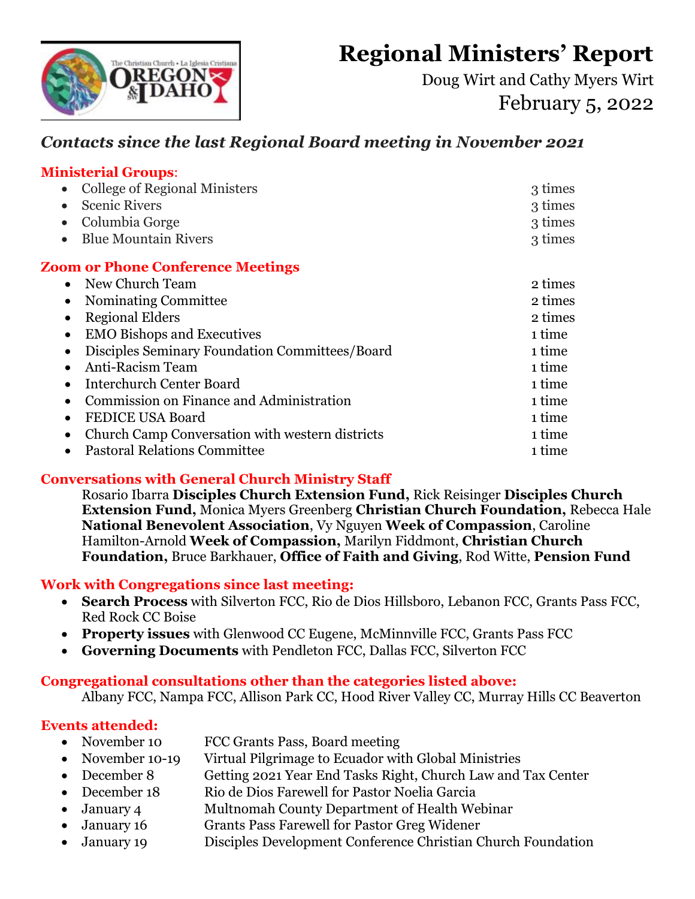# Regional Ministers' Report

Doug Wirt and Cathy Myers Wirt

February 5, 2022

## *Contacts since the last Regional Board meeting in November 2021*

### Ministerial Groups:

- College of Regional Ministers — 3 times
- Scenic Rivers — 3 times
- Columbia Gorge — 3 times
- Blue Mountain Rivers — 3 times

### Zoom or Phone Conference Meetings

- New Church Team — 2 times
- Nominating Committee — 2 times
- Regional Elders — 2 times
- EMO Bishops and Executives — 1 time
- Disciples Seminary Foundation Committees/Board — 1 time
- Anti-Racism Team — 1 time
- Interchurch Center Board — 1 time
- Commission on Finance and Administration — 1 time
- FEDICE USA Board — 1 time
- Church Camp Conversation with western districts — 1 time
- Pastoral Relations Committee — 1 time

### Conversations with General Church Ministry Staff

Rosario Ibarra **Disciples Church Extension Fund,** Rick Reisinger **Disciples Church Extension Fund,** Monica Myers Greenberg **Christian Church Foundation,** Rebecca Hale **National Benevolent Association**, Vy Nguyen **Week of Compassion**, Caroline Hamilton-Arnold **Week of Compassion,** Marilyn Fiddmont, **Christian Church Foundation,** Bruce Barkhauer, **Office of Faith and Giving**, Rod Witte, **Pension Fund**

### Work with Congregations since last meeting:

- **Search Process** with Silverton FCC, Rio de Dios Hillsboro, Lebanon FCC, Grants Pass FCC, Red Rock CC Boise
- **Property issues** with Glenwood CC Eugene, McMinnville FCC, Grants Pass FCC
- **Governing Documents** with Pendleton FCC, Dallas FCC, Silverton FCC

### Congregational consultations other than the categories listed above:

Albany FCC, Nampa FCC, Allison Park CC, Hood River Valley CC, Murray Hills CC Beaverton

### Events attended:

- November 10 — FCC Grants Pass, Board meeting
- November 10-19 — Virtual Pilgrimage to Ecuador with Global Ministries
- December 8 — Getting 2021 Year End Tasks Right, Church Law and Tax Center
- December 18 — Rio de Dios Farewell for Pastor Noelia Garcia
- January 4 — Multnomah County Department of Health Webinar
- January 16 — Grants Pass Farewell for Pastor Greg Widener
- January 19 — Disciples Development Conference Christian Church Foundation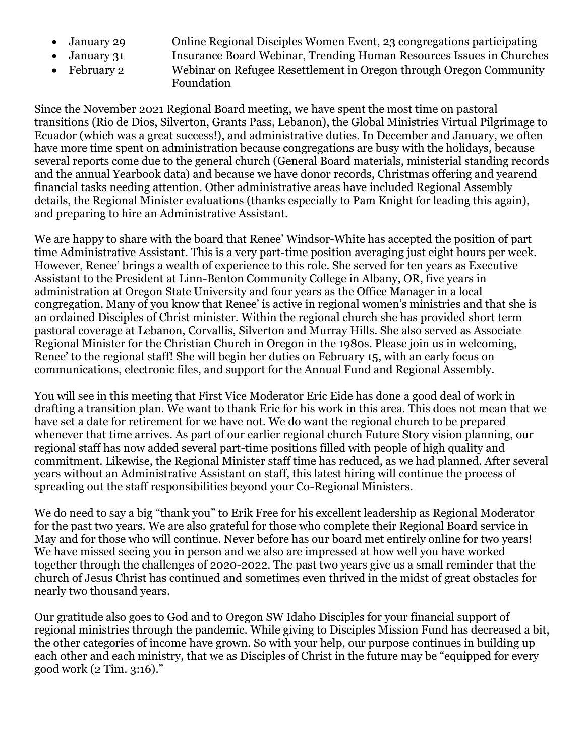- January 29 Online Regional Disciples Women Event, 23 congregations participating
- January 31 Insurance Board Webinar, Trending Human Resources Issues in Churches
- February 2 Webinar on Refugee Resettlement in Oregon through Oregon Community Foundation

Since the November 2021 Regional Board meeting, we have spent the most time on pastoral transitions (Rio de Dios, Silverton, Grants Pass, Lebanon), the Global Ministries Virtual Pilgrimage to Ecuador (which was a great success!), and administrative duties. In December and January, we often have more time spent on administration because congregations are busy with the holidays, because several reports come due to the general church (General Board materials, ministerial standing records and the annual Yearbook data) and because we have donor records, Christmas offering and yearend financial tasks needing attention. Other administrative areas have included Regional Assembly details, the Regional Minister evaluations (thanks especially to Pam Knight for leading this again), and preparing to hire an Administrative Assistant.

We are happy to share with the board that Renee' Windsor-White has accepted the position of part time Administrative Assistant. This is a very part-time position averaging just eight hours per week. However, Renee' brings a wealth of experience to this role. She served for ten years as Executive Assistant to the President at Linn-Benton Community College in Albany, OR, five years in administration at Oregon State University and four years as the Office Manager in a local congregation. Many of you know that Renee' is active in regional women's ministries and that she is an ordained Disciples of Christ minister. Within the regional church she has provided short term pastoral coverage at Lebanon, Corvallis, Silverton and Murray Hills. She also served as Associate Regional Minister for the Christian Church in Oregon in the 1980s. Please join us in welcoming, Renee' to the regional staff! She will begin her duties on February 15, with an early focus on communications, electronic files, and support for the Annual Fund and Regional Assembly.

You will see in this meeting that First Vice Moderator Eric Eide has done a good deal of work in drafting a transition plan. We want to thank Eric for his work in this area. This does not mean that we have set a date for retirement for we have not. We do want the regional church to be prepared whenever that time arrives. As part of our earlier regional church Future Story vision planning, our regional staff has now added several part-time positions filled with people of high quality and commitment. Likewise, the Regional Minister staff time has reduced, as we had planned. After several years without an Administrative Assistant on staff, this latest hiring will continue the process of spreading out the staff responsibilities beyond your Co-Regional Ministers.

We do need to say a big "thank you" to Erik Free for his excellent leadership as Regional Moderator for the past two years. We are also grateful for those who complete their Regional Board service in May and for those who will continue. Never before has our board met entirely online for two years! We have missed seeing you in person and we also are impressed at how well you have worked together through the challenges of 2020-2022. The past two years give us a small reminder that the church of Jesus Christ has continued and sometimes even thrived in the midst of great obstacles for nearly two thousand years.

Our gratitude also goes to God and to Oregon SW Idaho Disciples for your financial support of regional ministries through the pandemic. While giving to Disciples Mission Fund has decreased a bit, the other categories of income have grown. So with your help, our purpose continues in building up each other and each ministry, that we as Disciples of Christ in the future may be "equipped for every good work (2 Tim. 3:16)."